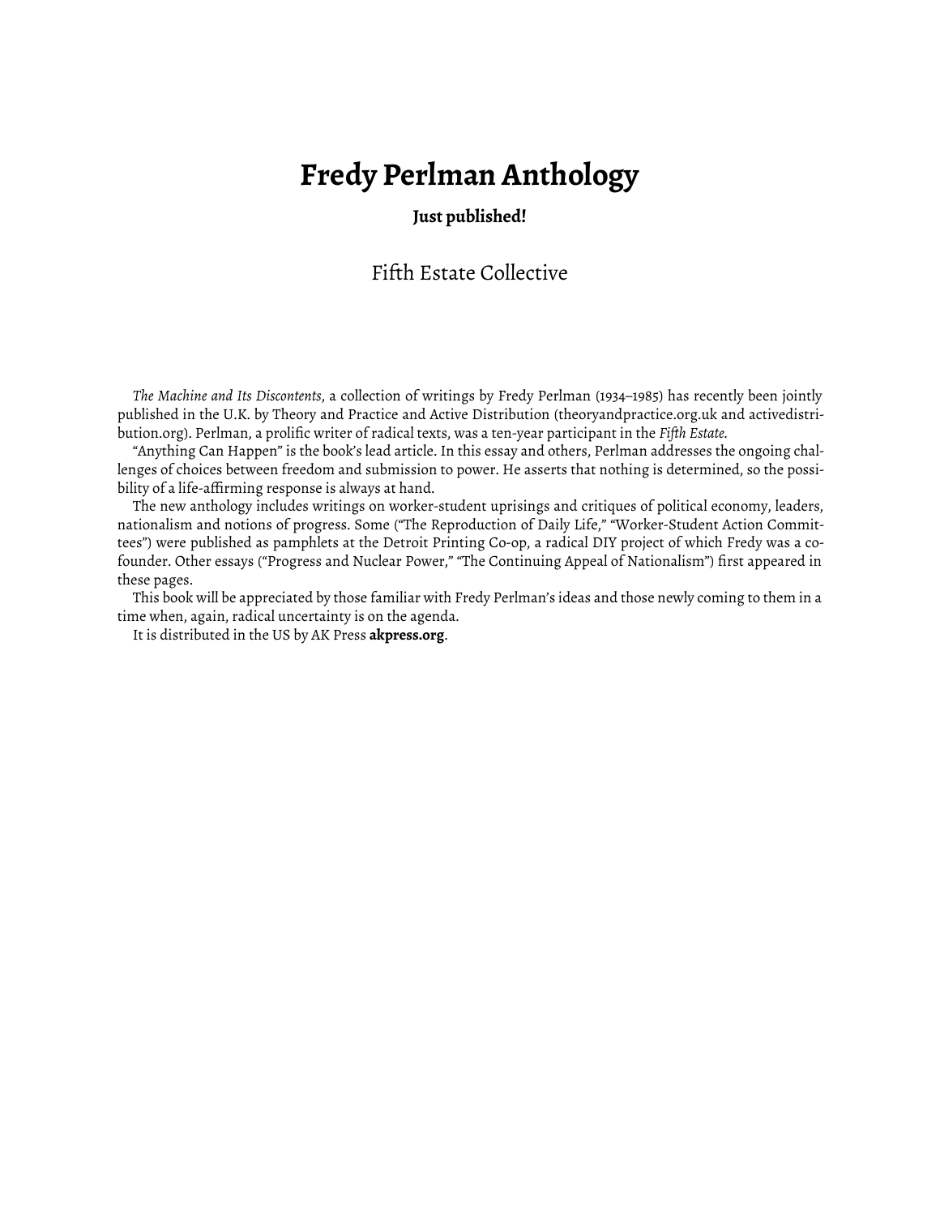# Fredy Perlman Anthology

**Just published!**

Fifth Estate Collective

*The Machine and Its Discontents*, a collection of writings by Fredy Perlman (1934–1985) has recently been jointly published in the U.K. by Theory and Practice and Active Distribution (theoryandpractice.org.uk and activedistribution.org). Perlman, a prolific writer of radical texts, was a ten-year participant in the *Fifth Estate.*

"Anything Can Happen" is the book's lead article. In this essay and others, Perlman addresses the ongoing challenges of choices between freedom and submission to power. He asserts that nothing is determined, so the possibility of a life-affirming response is always at hand.

The new anthology includes writings on worker-student uprisings and critiques of political economy, leaders, nationalism and notions of progress. Some ("The Reproduction of Daily Life," "Worker-Student Action Committees") were published as pamphlets at the Detroit Printing Co-op, a radical DIY project of which Fredy was a co-founder. Other essays ("Progress and Nuclear Power," "The Continuing Appeal of Nationalism") first appeared in these pages.

This book will be appreciated by those familiar with Fredy Perlman's ideas and those newly coming to them in a time when, again, radical uncertainty is on the agenda.

It is distributed in the US by AK Press **akpress.org**.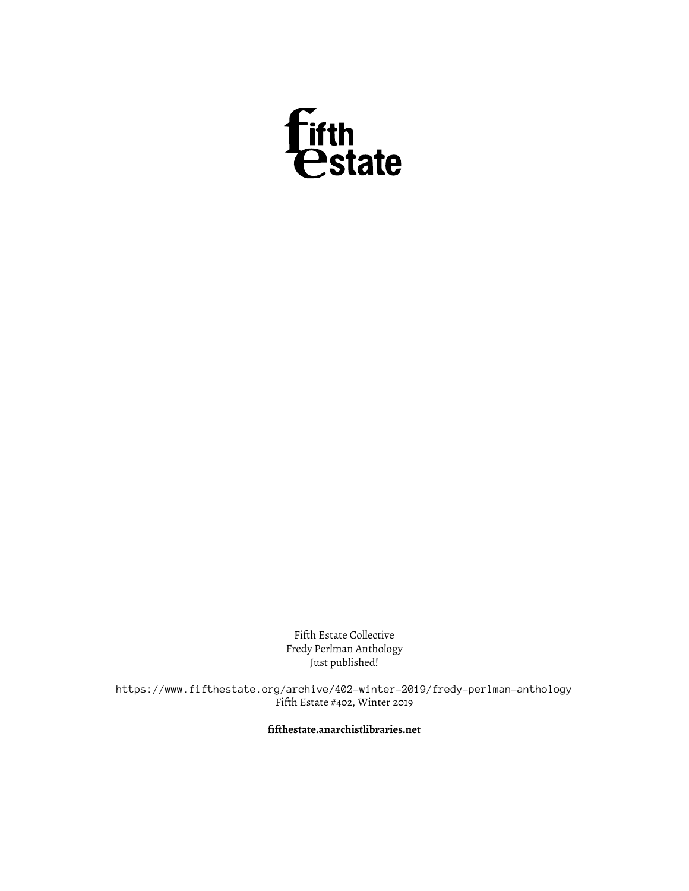Fifth Estate Collective
Fredy Perlman Anthology
Just published!

https://www.fifthestate.org/archive/402-winter-2019/fredy-perlman-anthology
Fifth Estate #402, Winter 2019

**fifthestate.anarchistlibraries.net**